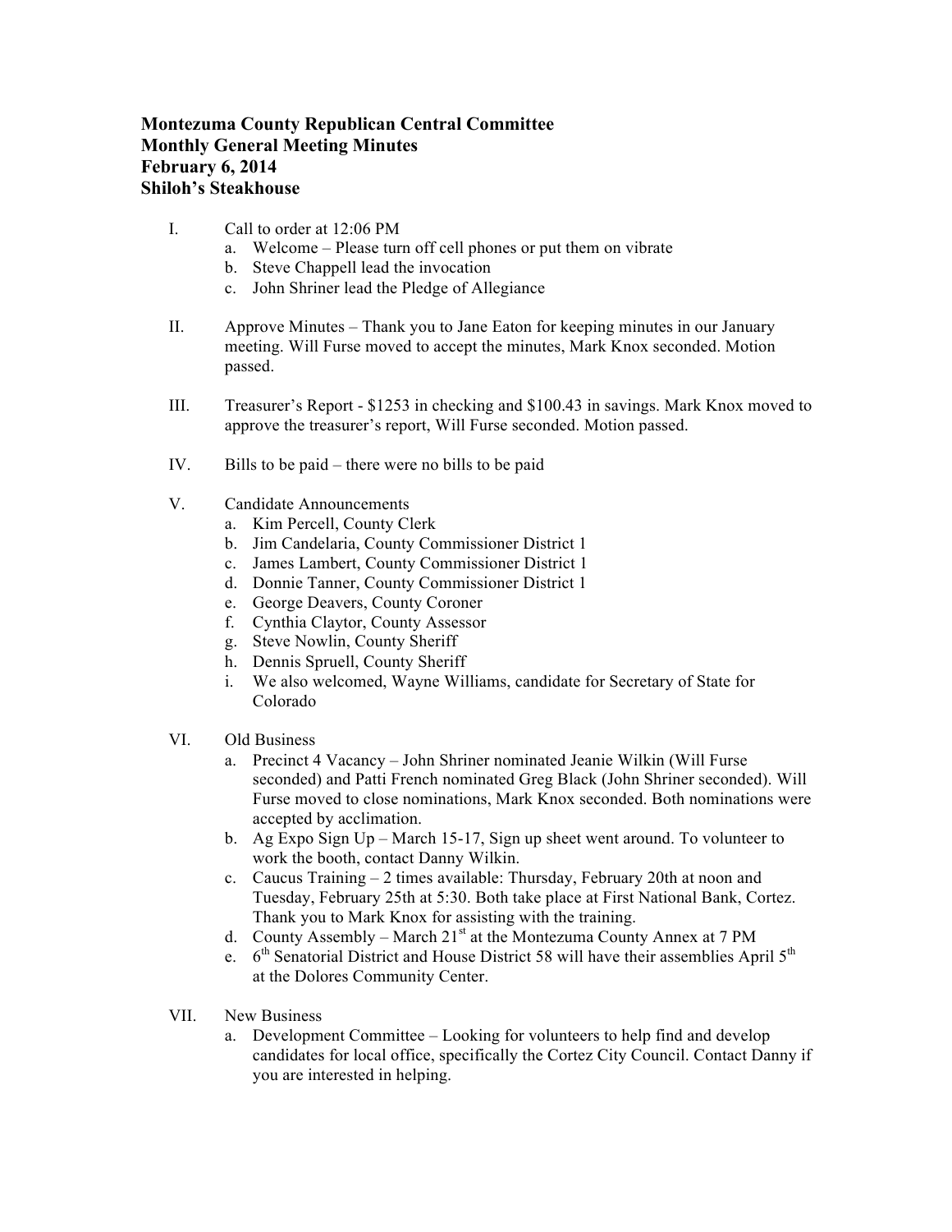**Montezuma County Republican Central Committee**
**Monthly General Meeting Minutes**
**February 6, 2014**
**Shiloh's Steakhouse**

I. Call to order at 12:06 PM
   a. Welcome – Please turn off cell phones or put them on vibrate
   b. Steve Chappell lead the invocation
   c. John Shriner lead the Pledge of Allegiance

II. Approve Minutes – Thank you to Jane Eaton for keeping minutes in our January meeting. Will Furse moved to accept the minutes, Mark Knox seconded. Motion passed.

III. Treasurer's Report - $1253 in checking and $100.43 in savings. Mark Knox moved to approve the treasurer's report, Will Furse seconded. Motion passed.

IV. Bills to be paid – there were no bills to be paid

V. Candidate Announcements
   a. Kim Percell, County Clerk
   b. Jim Candelaria, County Commissioner District 1
   c. James Lambert, County Commissioner District 1
   d. Donnie Tanner, County Commissioner District 1
   e. George Deavers, County Coroner
   f. Cynthia Claytor, County Assessor
   g. Steve Nowlin, County Sheriff
   h. Dennis Spruell, County Sheriff
   i. We also welcomed, Wayne Williams, candidate for Secretary of State for Colorado

VI. Old Business
   a. Precinct 4 Vacancy – John Shriner nominated Jeanie Wilkin (Will Furse seconded) and Patti French nominated Greg Black (John Shriner seconded). Will Furse moved to close nominations, Mark Knox seconded. Both nominations were accepted by acclimation.
   b. Ag Expo Sign Up – March 15-17, Sign up sheet went around. To volunteer to work the booth, contact Danny Wilkin.
   c. Caucus Training – 2 times available: Thursday, February 20th at noon and Tuesday, February 25th at 5:30. Both take place at First National Bank, Cortez. Thank you to Mark Knox for assisting with the training.
   d. County Assembly – March 21st at the Montezuma County Annex at 7 PM
   e. 6th Senatorial District and House District 58 will have their assemblies April 5th at the Dolores Community Center.

VII. New Business
   a. Development Committee – Looking for volunteers to help find and develop candidates for local office, specifically the Cortez City Council. Contact Danny if you are interested in helping.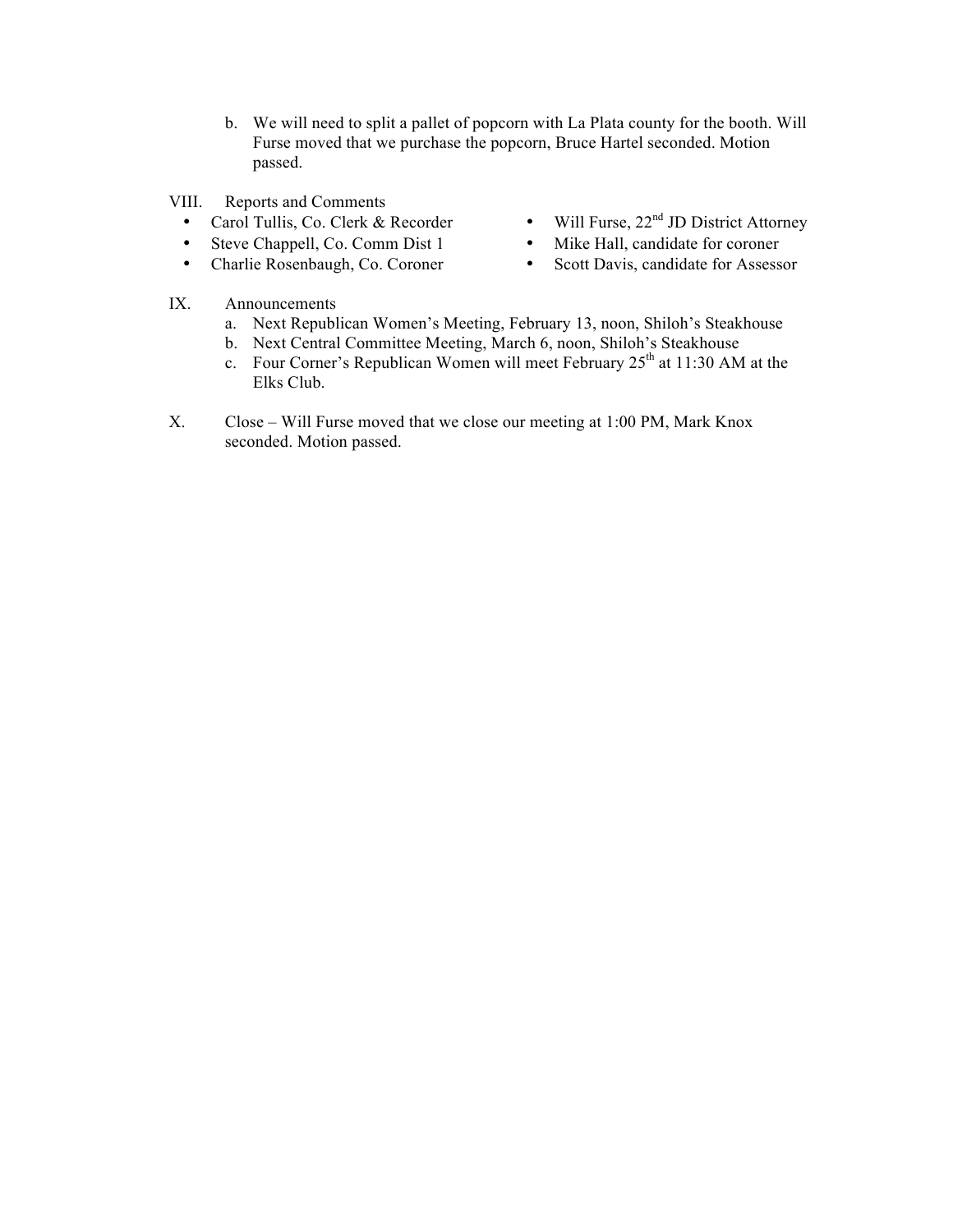b. We will need to split a pallet of popcorn with La Plata county for the booth. Will Furse moved that we purchase the popcorn, Bruce Hartel seconded. Motion passed.

VIII. Reports and Comments

- Carol Tullis, Co. Clerk & Recorder
- Steve Chappell, Co. Comm Dist 1
- Charlie Rosenbaugh, Co. Coroner
- Will Furse, 22nd JD District Attorney
- Mike Hall, candidate for coroner
- Scott Davis, candidate for Assessor

IX. Announcements

a. Next Republican Women's Meeting, February 13, noon, Shiloh's Steakhouse
b. Next Central Committee Meeting, March 6, noon, Shiloh's Steakhouse
c. Four Corner's Republican Women will meet February 25th at 11:30 AM at the Elks Club.

X. Close – Will Furse moved that we close our meeting at 1:00 PM, Mark Knox seconded. Motion passed.